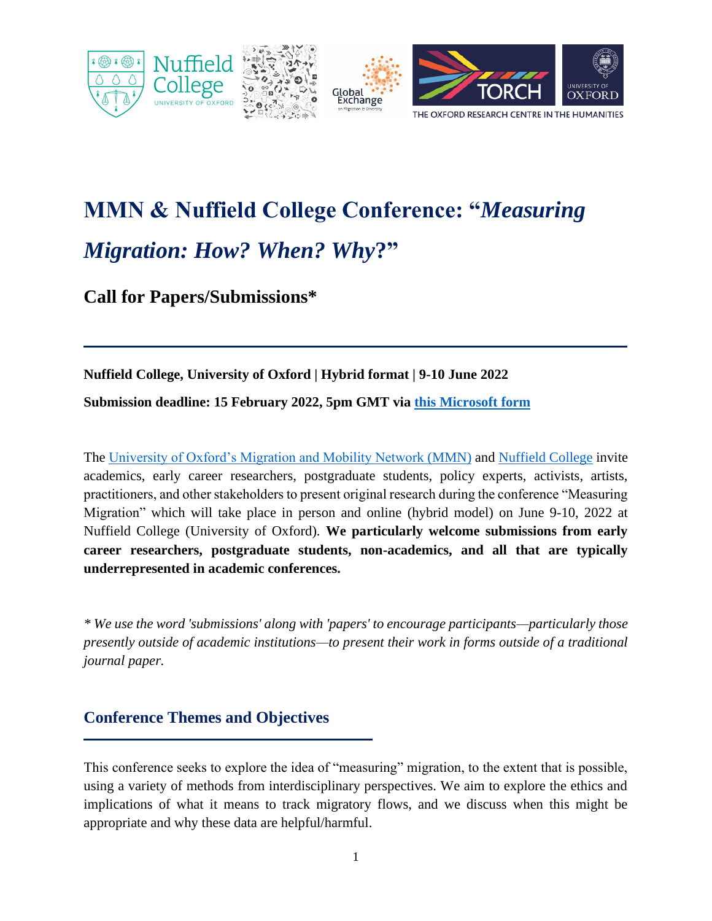# MMN & Nuffield College Conference: "*Measuring Migration: How? When? Why*?"

## Call for Papers/Submissions*

**Nuffield College, University of Oxford | Hybrid format | 9-10 June 2022**

**Submission deadline: 15 February 2022, 5pm GMT via [this Microsoft form]**

The [University of Oxford's Migration and Mobility Network (MMN)] and [Nuffield College] invite academics, early career researchers, postgraduate students, policy experts, activists, artists, practitioners, and other stakeholders to present original research during the conference "Measuring Migration" which will take place in person and online (hybrid model) on June 9-10, 2022 at Nuffield College (University of Oxford). **We particularly welcome submissions from early career researchers, postgraduate students, non-academics, and all that are typically underrepresented in academic conferences.**

*\* We use the word 'submissions' along with 'papers' to encourage participants—particularly those presently outside of academic institutions—to present their work in forms outside of a traditional journal paper.*

## Conference Themes and Objectives

This conference seeks to explore the idea of "measuring" migration, to the extent that is possible, using a variety of methods from interdisciplinary perspectives. We aim to explore the ethics and implications of what it means to track migratory flows, and we discuss when this might be appropriate and why these data are helpful/harmful.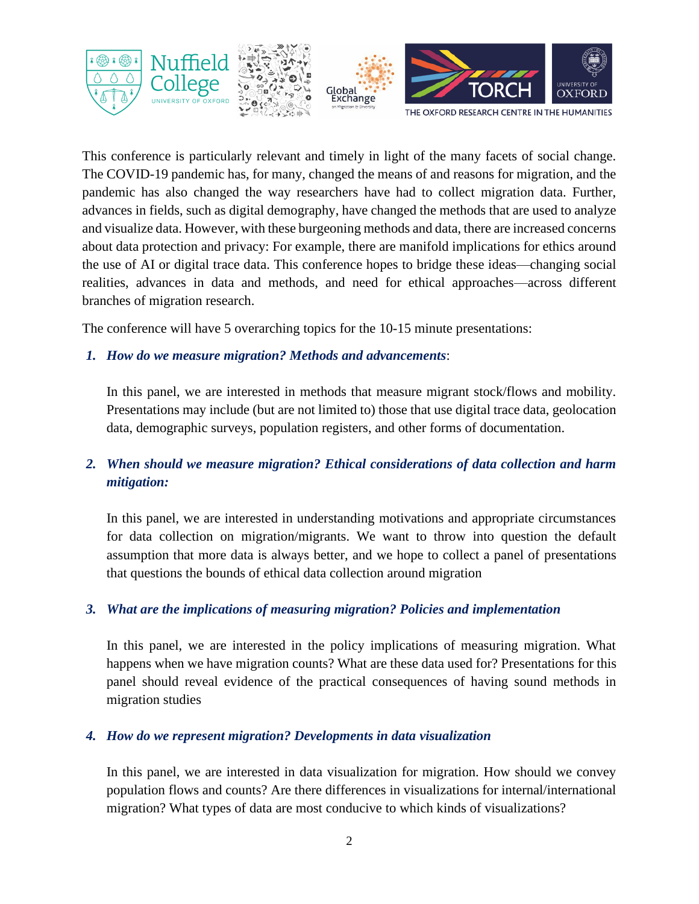This conference is particularly relevant and timely in light of the many facets of social change. The COVID-19 pandemic has, for many, changed the means of and reasons for migration, and the pandemic has also changed the way researchers have had to collect migration data. Further, advances in fields, such as digital demography, have changed the methods that are used to analyze and visualize data. However, with these burgeoning methods and data, there are increased concerns about data protection and privacy: For example, there are manifold implications for ethics around the use of AI or digital trace data. This conference hopes to bridge these ideas—changing social realities, advances in data and methods, and need for ethical approaches—across different branches of migration research.

The conference will have 5 overarching topics for the 10-15 minute presentations:

1. ***How do we measure migration? Methods and advancements***:

   In this panel, we are interested in methods that measure migrant stock/flows and mobility. Presentations may include (but are not limited to) those that use digital trace data, geolocation data, demographic surveys, population registers, and other forms of documentation.

2. ***When should we measure migration? Ethical considerations of data collection and harm mitigation:***

   In this panel, we are interested in understanding motivations and appropriate circumstances for data collection on migration/migrants. We want to throw into question the default assumption that more data is always better, and we hope to collect a panel of presentations that questions the bounds of ethical data collection around migration

3. ***What are the implications of measuring migration? Policies and implementation***

   In this panel, we are interested in the policy implications of measuring migration. What happens when we have migration counts? What are these data used for? Presentations for this panel should reveal evidence of the practical consequences of having sound methods in migration studies

4. ***How do we represent migration? Developments in data visualization***

   In this panel, we are interested in data visualization for migration. How should we convey population flows and counts? Are there differences in visualizations for internal/international migration? What types of data are most conducive to which kinds of visualizations?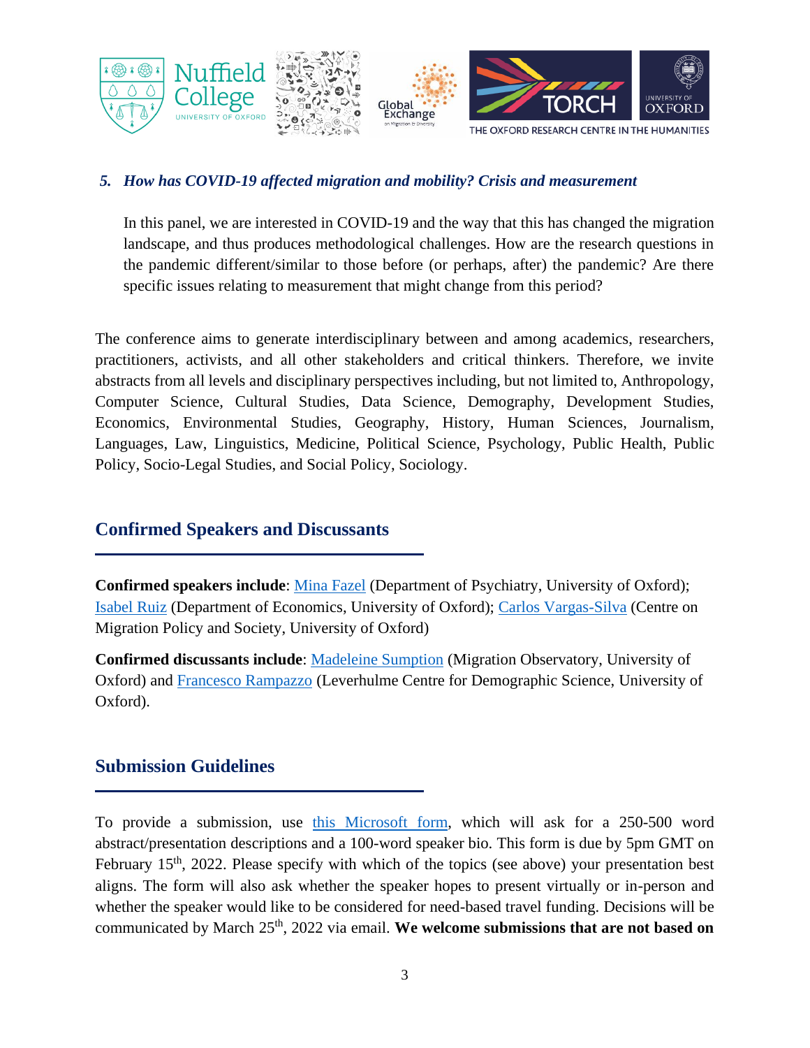*5. How has COVID-19 affected migration and mobility? Crisis and measurement*

In this panel, we are interested in COVID-19 and the way that this has changed the migration landscape, and thus produces methodological challenges. How are the research questions in the pandemic different/similar to those before (or perhaps, after) the pandemic? Are there specific issues relating to measurement that might change from this period?

The conference aims to generate interdisciplinary between and among academics, researchers, practitioners, activists, and all other stakeholders and critical thinkers. Therefore, we invite abstracts from all levels and disciplinary perspectives including, but not limited to, Anthropology, Computer Science, Cultural Studies, Data Science, Demography, Development Studies, Economics, Environmental Studies, Geography, History, Human Sciences, Journalism, Languages, Law, Linguistics, Medicine, Political Science, Psychology, Public Health, Public Policy, Socio-Legal Studies, and Social Policy, Sociology.

## Confirmed Speakers and Discussants

**Confirmed speakers include**: Mina Fazel (Department of Psychiatry, University of Oxford); Isabel Ruiz (Department of Economics, University of Oxford); Carlos Vargas-Silva (Centre on Migration Policy and Society, University of Oxford)

**Confirmed discussants include**: Madeleine Sumption (Migration Observatory, University of Oxford) and Francesco Rampazzo (Leverhulme Centre for Demographic Science, University of Oxford).

## Submission Guidelines

To provide a submission, use this Microsoft form, which will ask for a 250-500 word abstract/presentation descriptions and a 100-word speaker bio. This form is due by 5pm GMT on February 15th, 2022. Please specify with which of the topics (see above) your presentation best aligns. The form will also ask whether the speaker hopes to present virtually or in-person and whether the speaker would like to be considered for need-based travel funding. Decisions will be communicated by March 25th, 2022 via email. **We welcome submissions that are not based on**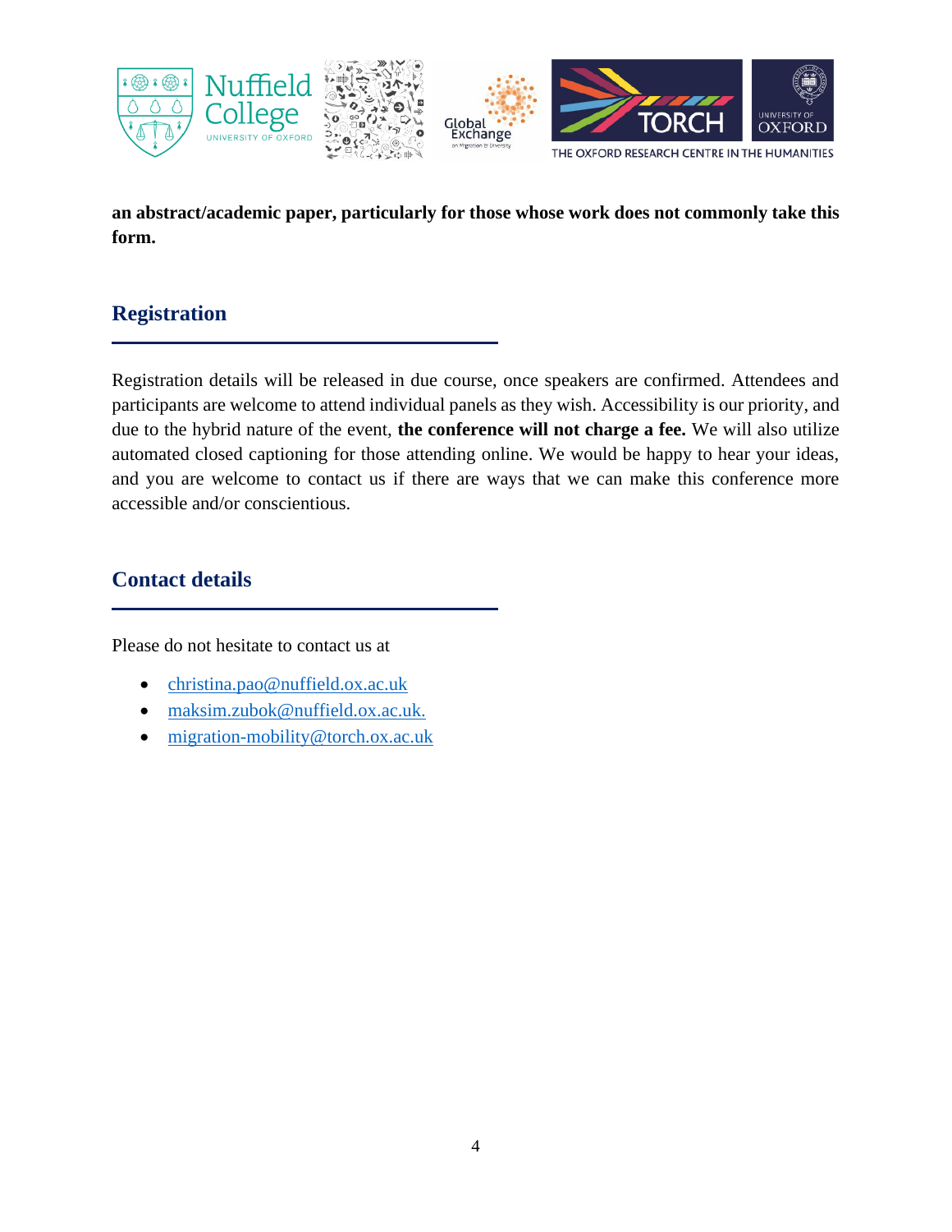**an abstract/academic paper, particularly for those whose work does not commonly take this form.**

## Registration

Registration details will be released in due course, once speakers are confirmed. Attendees and participants are welcome to attend individual panels as they wish. Accessibility is our priority, and due to the hybrid nature of the event, **the conference will not charge a fee.** We will also utilize automated closed captioning for those attending online. We would be happy to hear your ideas, and you are welcome to contact us if there are ways that we can make this conference more accessible and/or conscientious.

## Contact details

Please do not hesitate to contact us at

- christina.pao@nuffield.ox.ac.uk
- maksim.zubok@nuffield.ox.ac.uk.
- migration-mobility@torch.ox.ac.uk